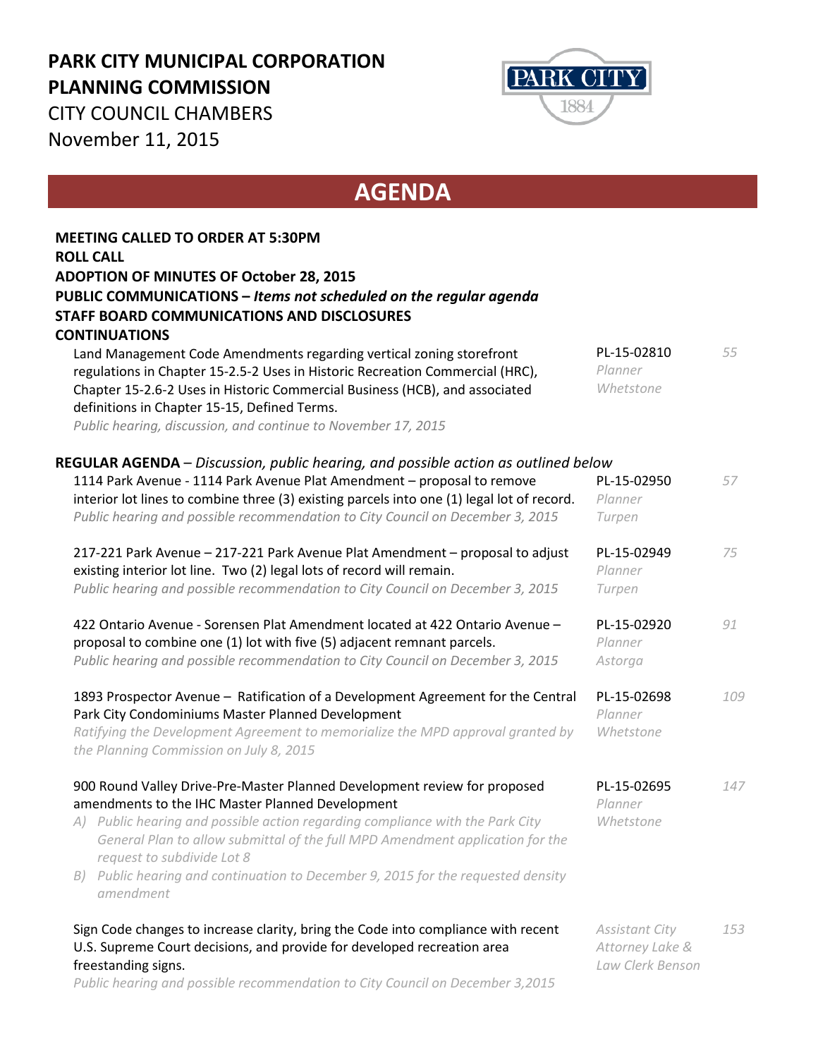# PARK CITY MUNICIPAL CORPORATION
# PLANNING COMMISSION

CITY COUNCIL CHAMBERS

November 11, 2015

## AGENDA

**MEETING CALLED TO ORDER AT 5:30PM**

**ROLL CALL**

**ADOPTION OF MINUTES OF October 28, 2015**

**PUBLIC COMMUNICATIONS –** ***Items not scheduled on the regular agenda***

**STAFF BOARD COMMUNICATIONS AND DISCLOSURES**

**CONTINUATIONS**

| Item | File / Planner | Page |
|---|---|---|
| Land Management Code Amendments regarding vertical zoning storefront regulations in Chapter 15-2.5-2 Uses in Historic Recreation Commercial (HRC), Chapter 15-2.6-2 Uses in Historic Commercial Business (HCB), and associated definitions in Chapter 15-15, Defined Terms. *Public hearing, discussion, and continue to November 17, 2015* | PL-15-02810 *Planner Whetstone* | *55* |

**REGULAR AGENDA** – *Discussion, public hearing, and possible action as outlined below*

| Item | File / Planner | Page |
|---|---|---|
| 1114 Park Avenue - 1114 Park Avenue Plat Amendment – proposal to remove interior lot lines to combine three (3) existing parcels into one (1) legal lot of record. *Public hearing and possible recommendation to City Council on December 3, 2015* | PL-15-02950 *Planner Turpen* | *57* |
| 217-221 Park Avenue – 217-221 Park Avenue Plat Amendment – proposal to adjust existing interior lot line. Two (2) legal lots of record will remain. *Public hearing and possible recommendation to City Council on December 3, 2015* | PL-15-02949 *Planner Turpen* | *75* |
| 422 Ontario Avenue - Sorensen Plat Amendment located at 422 Ontario Avenue – proposal to combine one (1) lot with five (5) adjacent remnant parcels. *Public hearing and possible recommendation to City Council on December 3, 2015* | PL-15-02920 *Planner Astorga* | *91* |
| 1893 Prospector Avenue – Ratification of a Development Agreement for the Central Park City Condominiums Master Planned Development *Ratifying the Development Agreement to memorialize the MPD approval granted by the Planning Commission on July 8, 2015* | PL-15-02698 *Planner Whetstone* | *109* |
| 900 Round Valley Drive-Pre-Master Planned Development review for proposed amendments to the IHC Master Planned Development *A) Public hearing and possible action regarding compliance with the Park City General Plan to allow submittal of the full MPD Amendment application for the request to subdivide Lot 8* *B) Public hearing and continuation to December 9, 2015 for the requested density amendment* | PL-15-02695 *Planner Whetstone* | *147* |
| Sign Code changes to increase clarity, bring the Code into compliance with recent U.S. Supreme Court decisions, and provide for developed recreation area freestanding signs. *Public hearing and possible recommendation to City Council on December 3,2015* | *Assistant City Attorney Lake & Law Clerk Benson* | *153* |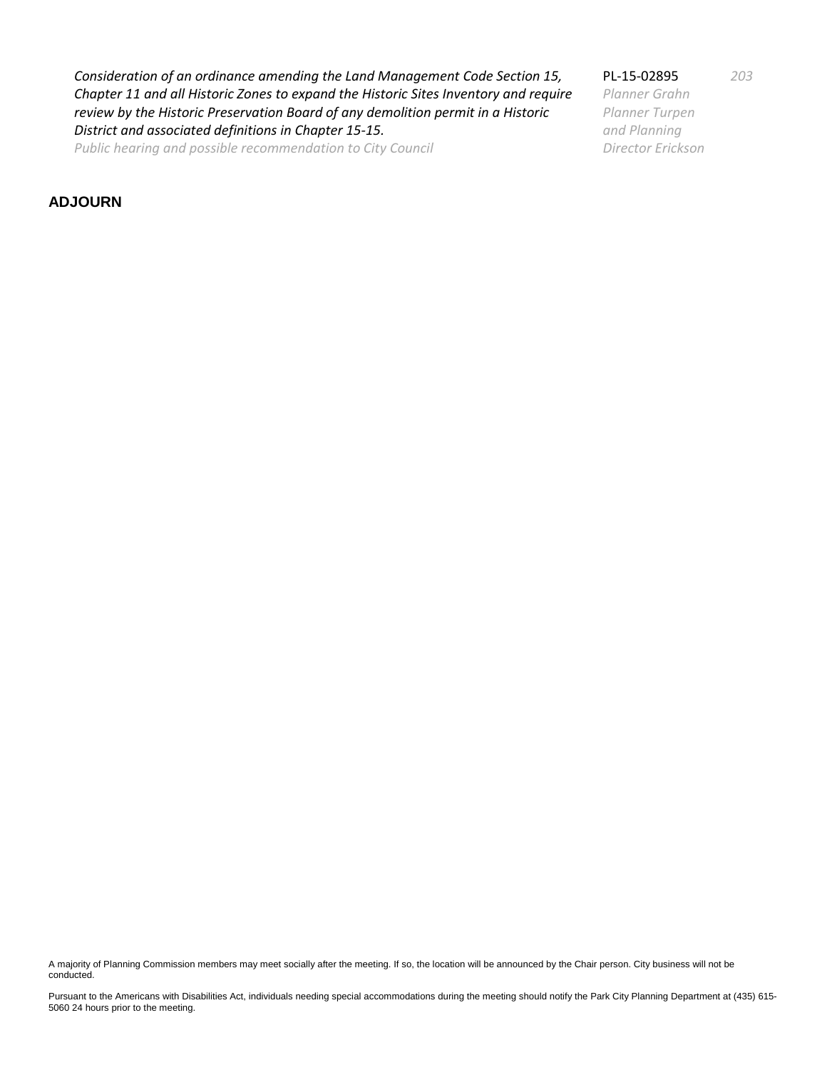| | | | |
|---|---|---|---|
| *Consideration of an ordinance amending the Land Management Code Section 15, Chapter 11 and all Historic Zones to expand the Historic Sites Inventory and require review by the Historic Preservation Board of any demolition permit in a Historic District and associated definitions in Chapter 15-15.*<br>*Public hearing and possible recommendation to City Council* | PL-15-02895<br>*Planner Grahn*<br>*Planner Turpen*<br>*and Planning*<br>*Director Erickson* | *203* |

**ADJOURN**

A majority of Planning Commission members may meet socially after the meeting. If so, the location will be announced by the Chair person. City business will not be conducted.

Pursuant to the Americans with Disabilities Act, individuals needing special accommodations during the meeting should notify the Park City Planning Department at (435) 615-5060 24 hours prior to the meeting.